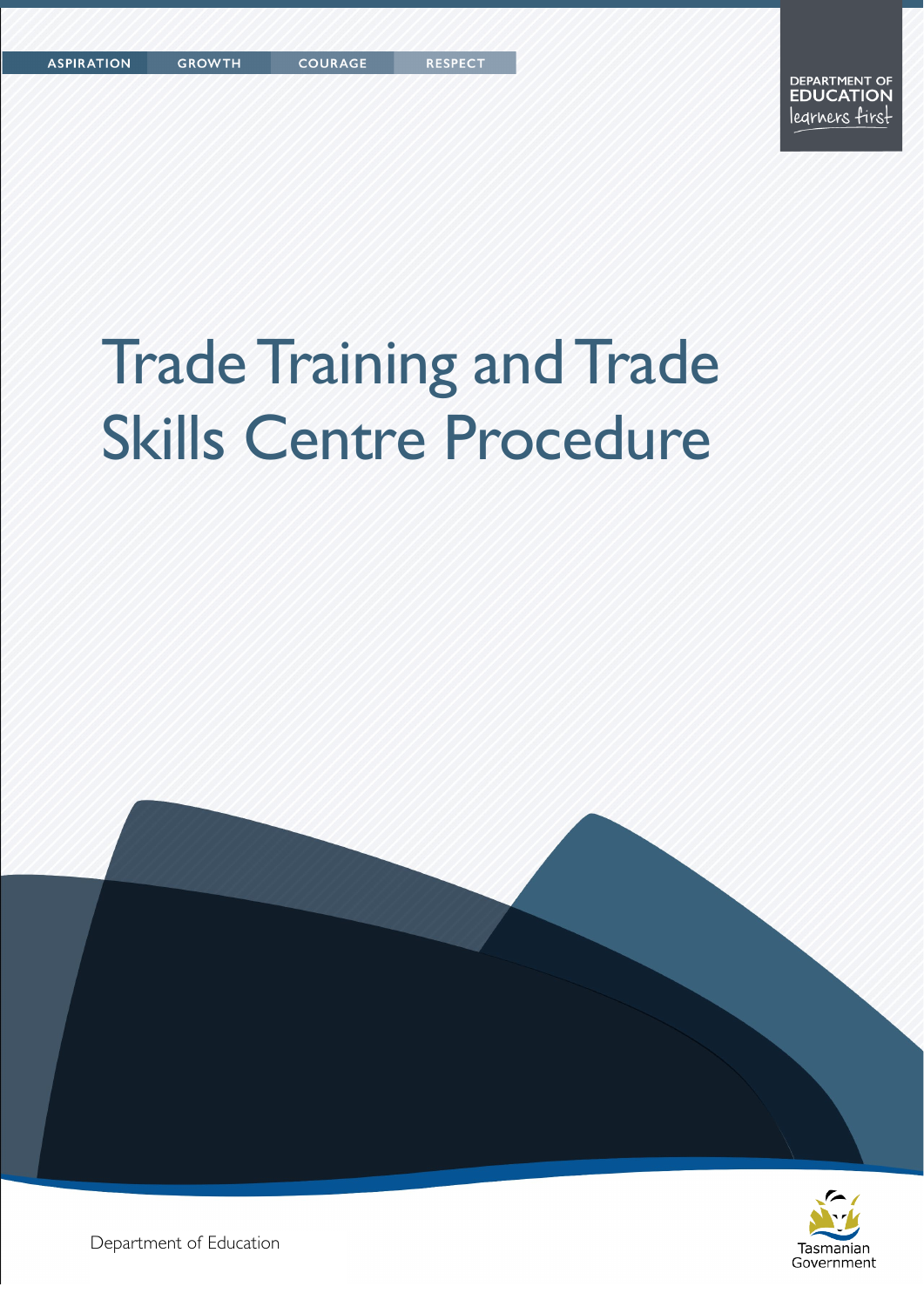ASPIRATION GROWTH COURAGE RESPECT

DEPARTMENT OF EDUCATION
learners first

# Trade Training and Trade Skills Centre Procedure

Department of Education

Tasmanian Government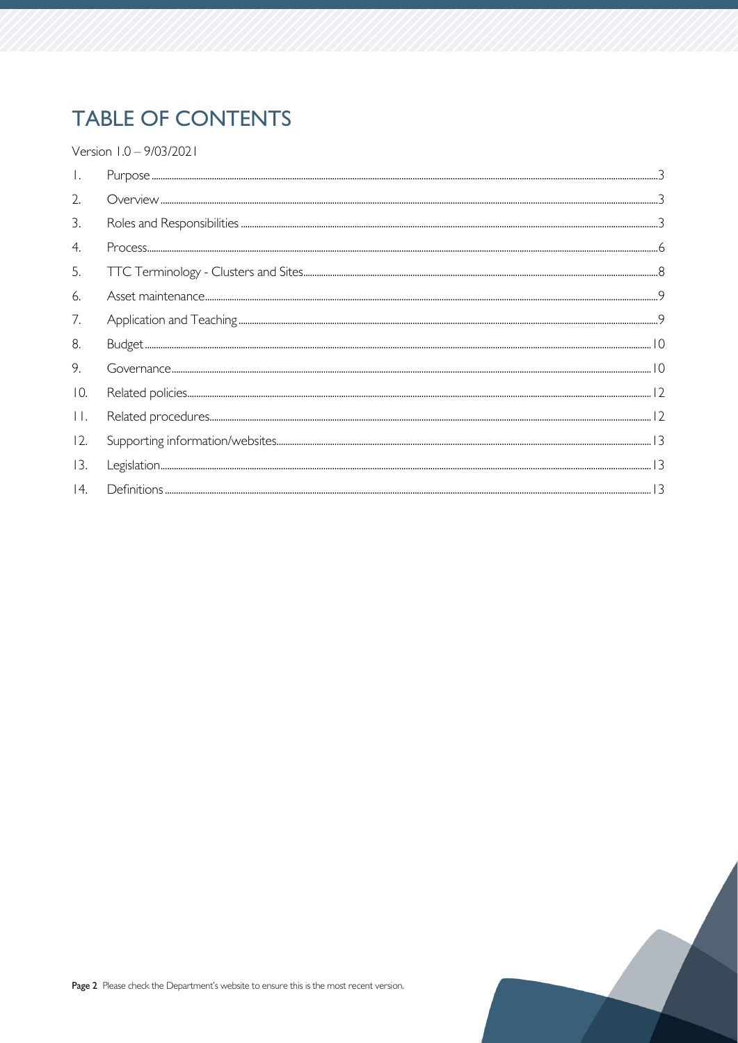# TABLE OF CONTENTS

Version 1.0 – 9/03/2021

1. Purpose ........ 3
2. Overview ........ 3
3. Roles and Responsibilities ........ 3
4. Process ........ 6
5. TTC Terminology - Clusters and Sites ........ 8
6. Asset maintenance ........ 9
7. Application and Teaching ........ 9
8. Budget ........ 10
9. Governance ........ 10
10. Related policies ........ 12
11. Related procedures ........ 12
12. Supporting information/websites ........ 13
13. Legislation ........ 13
14. Definitions ........ 13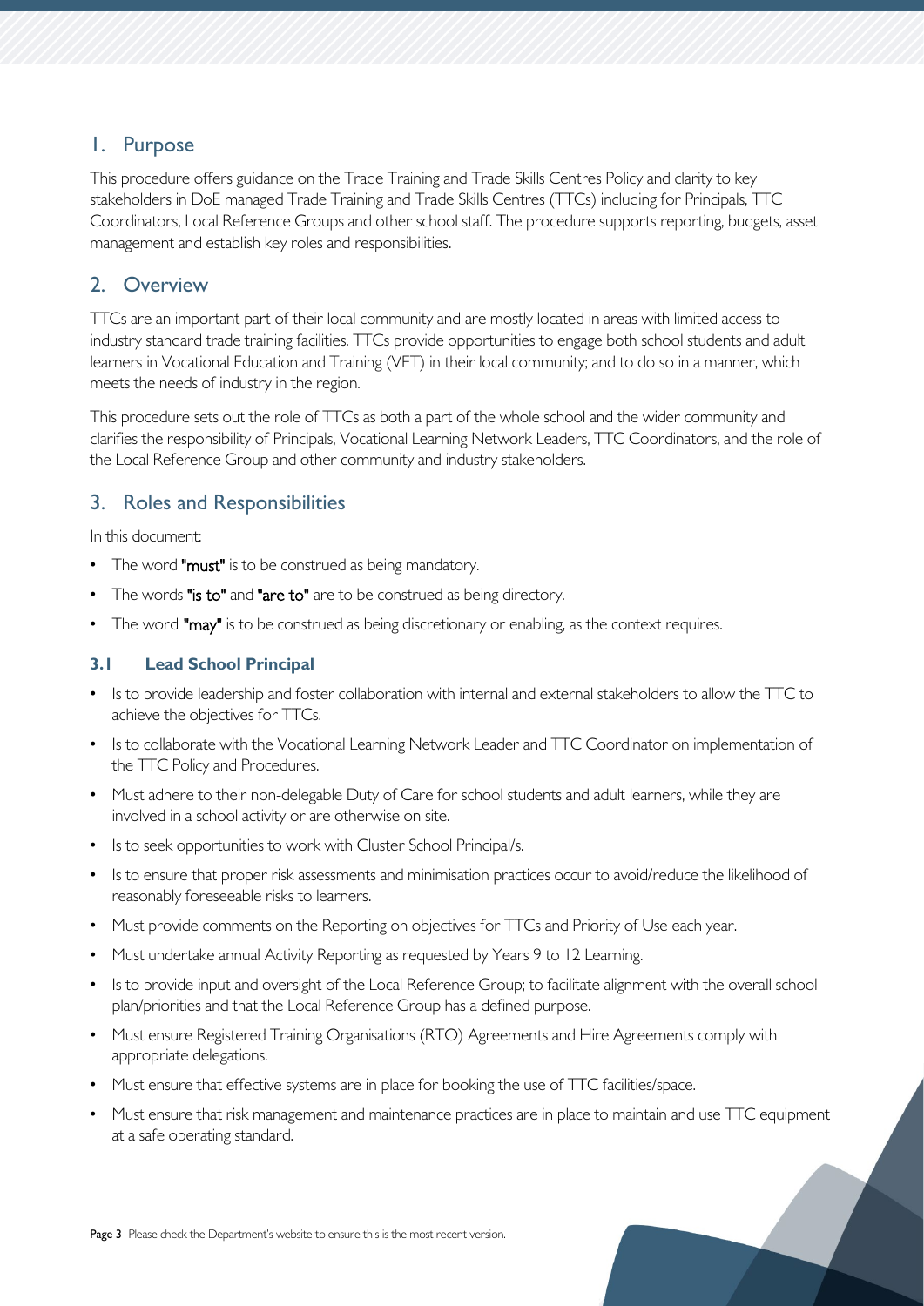## 1. Purpose

This procedure offers guidance on the Trade Training and Trade Skills Centres Policy and clarity to key stakeholders in DoE managed Trade Training and Trade Skills Centres (TTCs) including for Principals, TTC Coordinators, Local Reference Groups and other school staff. The procedure supports reporting, budgets, asset management and establish key roles and responsibilities.

## 2. Overview

TTCs are an important part of their local community and are mostly located in areas with limited access to industry standard trade training facilities. TTCs provide opportunities to engage both school students and adult learners in Vocational Education and Training (VET) in their local community; and to do so in a manner, which meets the needs of industry in the region.

This procedure sets out the role of TTCs as both a part of the whole school and the wider community and clarifies the responsibility of Principals, Vocational Learning Network Leaders, TTC Coordinators, and the role of the Local Reference Group and other community and industry stakeholders.

## 3. Roles and Responsibilities

In this document:

- The word **"must"** is to be construed as being mandatory.
- The words **"is to"** and **"are to"** are to be construed as being directory.
- The word **"may"** is to be construed as being discretionary or enabling, as the context requires.

### 3.1 Lead School Principal

- Is to provide leadership and foster collaboration with internal and external stakeholders to allow the TTC to achieve the objectives for TTCs.
- Is to collaborate with the Vocational Learning Network Leader and TTC Coordinator on implementation of the TTC Policy and Procedures.
- Must adhere to their non-delegable Duty of Care for school students and adult learners, while they are involved in a school activity or are otherwise on site.
- Is to seek opportunities to work with Cluster School Principal/s.
- Is to ensure that proper risk assessments and minimisation practices occur to avoid/reduce the likelihood of reasonably foreseeable risks to learners.
- Must provide comments on the Reporting on objectives for TTCs and Priority of Use each year.
- Must undertake annual Activity Reporting as requested by Years 9 to 12 Learning.
- Is to provide input and oversight of the Local Reference Group; to facilitate alignment with the overall school plan/priorities and that the Local Reference Group has a defined purpose.
- Must ensure Registered Training Organisations (RTO) Agreements and Hire Agreements comply with appropriate delegations.
- Must ensure that effective systems are in place for booking the use of TTC facilities/space.
- Must ensure that risk management and maintenance practices are in place to maintain and use TTC equipment at a safe operating standard.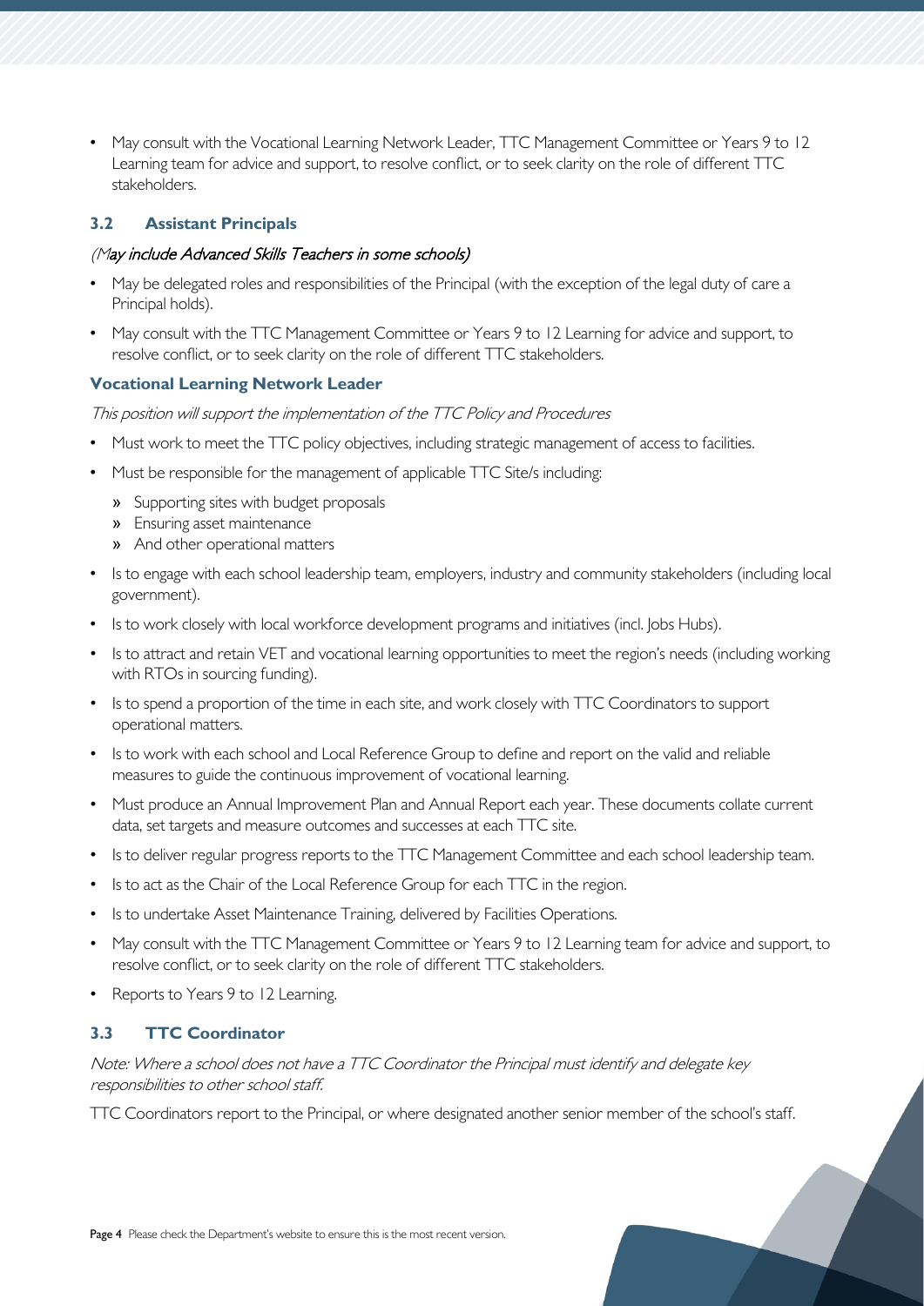- May consult with the Vocational Learning Network Leader, TTC Management Committee or Years 9 to 12 Learning team for advice and support, to resolve conflict, or to seek clarity on the role of different TTC stakeholders.

### 3.2 Assistant Principals

*(May include Advanced Skills Teachers in some schools)*

- May be delegated roles and responsibilities of the Principal (with the exception of the legal duty of care a Principal holds).
- May consult with the TTC Management Committee or Years 9 to 12 Learning for advice and support, to resolve conflict, or to seek clarity on the role of different TTC stakeholders.

#### Vocational Learning Network Leader

*This position will support the implementation of the TTC Policy and Procedures*

- Must work to meet the TTC policy objectives, including strategic management of access to facilities.
- Must be responsible for the management of applicable TTC Site/s including:
  - Supporting sites with budget proposals
  - Ensuring asset maintenance
  - And other operational matters
- Is to engage with each school leadership team, employers, industry and community stakeholders (including local government).
- Is to work closely with local workforce development programs and initiatives (incl. Jobs Hubs).
- Is to attract and retain VET and vocational learning opportunities to meet the region's needs (including working with RTOs in sourcing funding).
- Is to spend a proportion of the time in each site, and work closely with TTC Coordinators to support operational matters.
- Is to work with each school and Local Reference Group to define and report on the valid and reliable measures to guide the continuous improvement of vocational learning.
- Must produce an Annual Improvement Plan and Annual Report each year. These documents collate current data, set targets and measure outcomes and successes at each TTC site.
- Is to deliver regular progress reports to the TTC Management Committee and each school leadership team.
- Is to act as the Chair of the Local Reference Group for each TTC in the region.
- Is to undertake Asset Maintenance Training, delivered by Facilities Operations.
- May consult with the TTC Management Committee or Years 9 to 12 Learning team for advice and support, to resolve conflict, or to seek clarity on the role of different TTC stakeholders.
- Reports to Years 9 to 12 Learning.

### 3.3 TTC Coordinator

*Note: Where a school does not have a TTC Coordinator the Principal must identify and delegate key responsibilities to other school staff.*

TTC Coordinators report to the Principal, or where designated another senior member of the school's staff.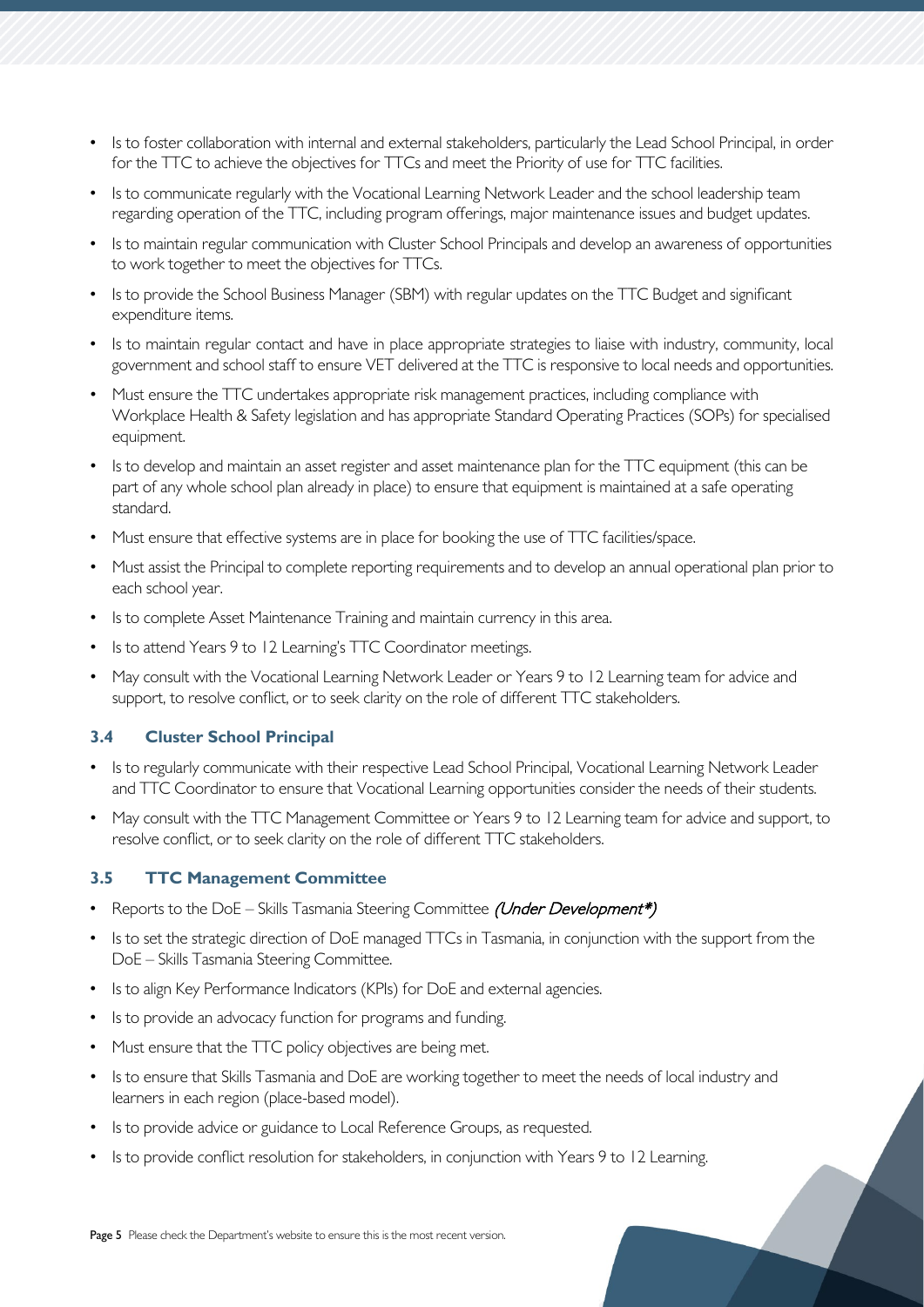- Is to foster collaboration with internal and external stakeholders, particularly the Lead School Principal, in order for the TTC to achieve the objectives for TTCs and meet the Priority of use for TTC facilities.
- Is to communicate regularly with the Vocational Learning Network Leader and the school leadership team regarding operation of the TTC, including program offerings, major maintenance issues and budget updates.
- Is to maintain regular communication with Cluster School Principals and develop an awareness of opportunities to work together to meet the objectives for TTCs.
- Is to provide the School Business Manager (SBM) with regular updates on the TTC Budget and significant expenditure items.
- Is to maintain regular contact and have in place appropriate strategies to liaise with industry, community, local government and school staff to ensure VET delivered at the TTC is responsive to local needs and opportunities.
- Must ensure the TTC undertakes appropriate risk management practices, including compliance with Workplace Health & Safety legislation and has appropriate Standard Operating Practices (SOPs) for specialised equipment.
- Is to develop and maintain an asset register and asset maintenance plan for the TTC equipment (this can be part of any whole school plan already in place) to ensure that equipment is maintained at a safe operating standard.
- Must ensure that effective systems are in place for booking the use of TTC facilities/space.
- Must assist the Principal to complete reporting requirements and to develop an annual operational plan prior to each school year.
- Is to complete Asset Maintenance Training and maintain currency in this area.
- Is to attend Years 9 to 12 Learning's TTC Coordinator meetings.
- May consult with the Vocational Learning Network Leader or Years 9 to 12 Learning team for advice and support, to resolve conflict, or to seek clarity on the role of different TTC stakeholders.

### 3.4 Cluster School Principal

- Is to regularly communicate with their respective Lead School Principal, Vocational Learning Network Leader and TTC Coordinator to ensure that Vocational Learning opportunities consider the needs of their students.
- May consult with the TTC Management Committee or Years 9 to 12 Learning team for advice and support, to resolve conflict, or to seek clarity on the role of different TTC stakeholders.

### 3.5 TTC Management Committee

- Reports to the DoE – Skills Tasmania Steering Committee *(Under Development*)*
- Is to set the strategic direction of DoE managed TTCs in Tasmania, in conjunction with the support from the DoE – Skills Tasmania Steering Committee.
- Is to align Key Performance Indicators (KPIs) for DoE and external agencies.
- Is to provide an advocacy function for programs and funding.
- Must ensure that the TTC policy objectives are being met.
- Is to ensure that Skills Tasmania and DoE are working together to meet the needs of local industry and learners in each region (place-based model).
- Is to provide advice or guidance to Local Reference Groups, as requested.
- Is to provide conflict resolution for stakeholders, in conjunction with Years 9 to 12 Learning.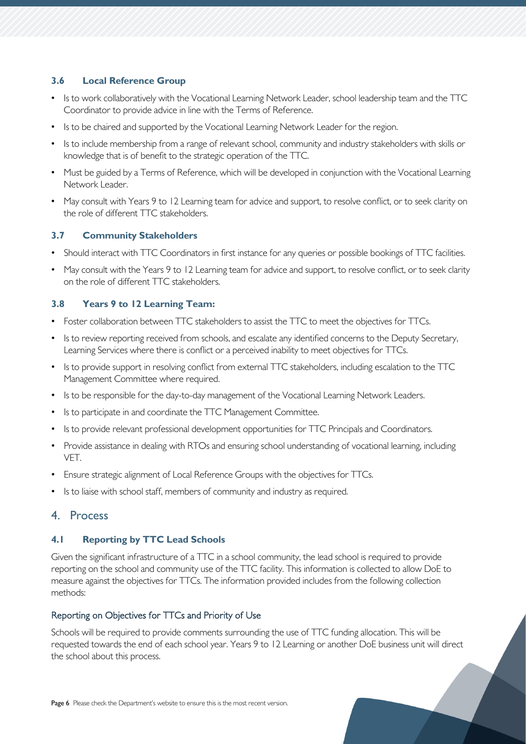### 3.6 Local Reference Group

- Is to work collaboratively with the Vocational Learning Network Leader, school leadership team and the TTC Coordinator to provide advice in line with the Terms of Reference.
- Is to be chaired and supported by the Vocational Learning Network Leader for the region.
- Is to include membership from a range of relevant school, community and industry stakeholders with skills or knowledge that is of benefit to the strategic operation of the TTC.
- Must be guided by a Terms of Reference, which will be developed in conjunction with the Vocational Learning Network Leader.
- May consult with Years 9 to 12 Learning team for advice and support, to resolve conflict, or to seek clarity on the role of different TTC stakeholders.

### 3.7 Community Stakeholders

- Should interact with TTC Coordinators in first instance for any queries or possible bookings of TTC facilities.
- May consult with the Years 9 to 12 Learning team for advice and support, to resolve conflict, or to seek clarity on the role of different TTC stakeholders.

### 3.8 Years 9 to 12 Learning Team:

- Foster collaboration between TTC stakeholders to assist the TTC to meet the objectives for TTCs.
- Is to review reporting received from schools, and escalate any identified concerns to the Deputy Secretary, Learning Services where there is conflict or a perceived inability to meet objectives for TTCs.
- Is to provide support in resolving conflict from external TTC stakeholders, including escalation to the TTC Management Committee where required.
- Is to be responsible for the day-to-day management of the Vocational Learning Network Leaders.
- Is to participate in and coordinate the TTC Management Committee.
- Is to provide relevant professional development opportunities for TTC Principals and Coordinators.
- Provide assistance in dealing with RTOs and ensuring school understanding of vocational learning, including VET.
- Ensure strategic alignment of Local Reference Groups with the objectives for TTCs.
- Is to liaise with school staff, members of community and industry as required.

## 4. Process

### 4.1 Reporting by TTC Lead Schools

Given the significant infrastructure of a TTC in a school community, the lead school is required to provide reporting on the school and community use of the TTC facility. This information is collected to allow DoE to measure against the objectives for TTCs. The information provided includes from the following collection methods:

#### Reporting on Objectives for TTCs and Priority of Use

Schools will be required to provide comments surrounding the use of TTC funding allocation. This will be requested towards the end of each school year. Years 9 to 12 Learning or another DoE business unit will direct the school about this process.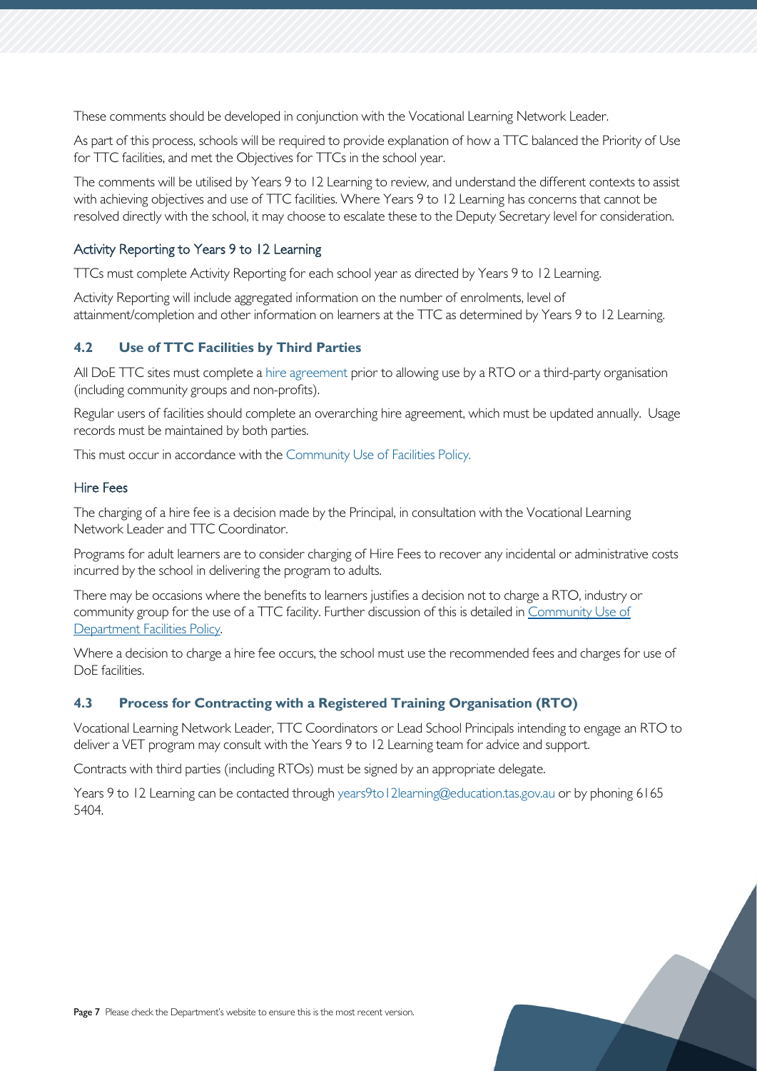These comments should be developed in conjunction with the Vocational Learning Network Leader.

As part of this process, schools will be required to provide explanation of how a TTC balanced the Priority of Use for TTC facilities, and met the Objectives for TTCs in the school year.

The comments will be utilised by Years 9 to 12 Learning to review, and understand the different contexts to assist with achieving objectives and use of TTC facilities. Where Years 9 to 12 Learning has concerns that cannot be resolved directly with the school, it may choose to escalate these to the Deputy Secretary level for consideration.

### Activity Reporting to Years 9 to 12 Learning

TTCs must complete Activity Reporting for each school year as directed by Years 9 to 12 Learning.

Activity Reporting will include aggregated information on the number of enrolments, level of attainment/completion and other information on learners at the TTC as determined by Years 9 to 12 Learning.

## 4.2 Use of TTC Facilities by Third Parties

All DoE TTC sites must complete a hire agreement prior to allowing use by a RTO or a third-party organisation (including community groups and non-profits).

Regular users of facilities should complete an overarching hire agreement, which must be updated annually. Usage records must be maintained by both parties.

This must occur in accordance with the Community Use of Facilities Policy.

### Hire Fees

The charging of a hire fee is a decision made by the Principal, in consultation with the Vocational Learning Network Leader and TTC Coordinator.

Programs for adult learners are to consider charging of Hire Fees to recover any incidental or administrative costs incurred by the school in delivering the program to adults.

There may be occasions where the benefits to learners justifies a decision not to charge a RTO, industry or community group for the use of a TTC facility. Further discussion of this is detailed in Community Use of Department Facilities Policy.

Where a decision to charge a hire fee occurs, the school must use the recommended fees and charges for use of DoE facilities.

## 4.3 Process for Contracting with a Registered Training Organisation (RTO)

Vocational Learning Network Leader, TTC Coordinators or Lead School Principals intending to engage an RTO to deliver a VET program may consult with the Years 9 to 12 Learning team for advice and support.

Contracts with third parties (including RTOs) must be signed by an appropriate delegate.

Years 9 to 12 Learning can be contacted through years9to12learning@education.tas.gov.au or by phoning 6165 5404.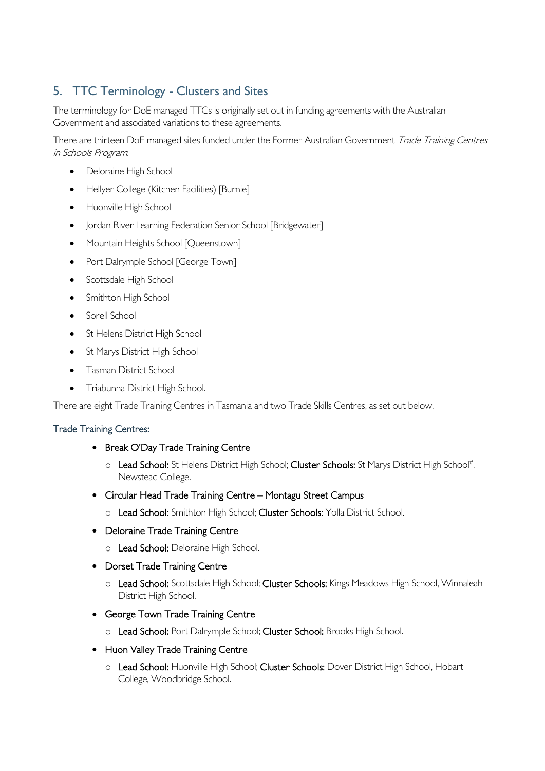## 5. TTC Terminology - Clusters and Sites

The terminology for DoE managed TTCs is originally set out in funding agreements with the Australian Government and associated variations to these agreements.

There are thirteen DoE managed sites funded under the Former Australian Government *Trade Training Centres in Schools Program*:

- Deloraine High School
- Hellyer College (Kitchen Facilities) [Burnie]
- Huonville High School
- Jordan River Learning Federation Senior School [Bridgewater]
- Mountain Heights School [Queenstown]
- Port Dalrymple School [George Town]
- Scottsdale High School
- Smithton High School
- Sorell School
- St Helens District High School
- St Marys District High School
- Tasman District School
- Triabunna District High School.

There are eight Trade Training Centres in Tasmania and two Trade Skills Centres, as set out below.

### Trade Training Centres:

- Break O'Day Trade Training Centre
  - **Lead School:** St Helens District High School; **Cluster Schools:** St Marys District High School[#], Newstead College.
- Circular Head Trade Training Centre – Montagu Street Campus
  - **Lead School:** Smithton High School; **Cluster Schools:** Yolla District School.
- Deloraine Trade Training Centre
  - **Lead School:** Deloraine High School.
- Dorset Trade Training Centre
  - **Lead School:** Scottsdale High School; **Cluster Schools:** Kings Meadows High School, Winnaleah District High School.
- George Town Trade Training Centre
  - **Lead School:** Port Dalrymple School; **Cluster School:** Brooks High School.
- Huon Valley Trade Training Centre
  - **Lead School:** Huonville High School; **Cluster Schools:** Dover District High School, Hobart College, Woodbridge School.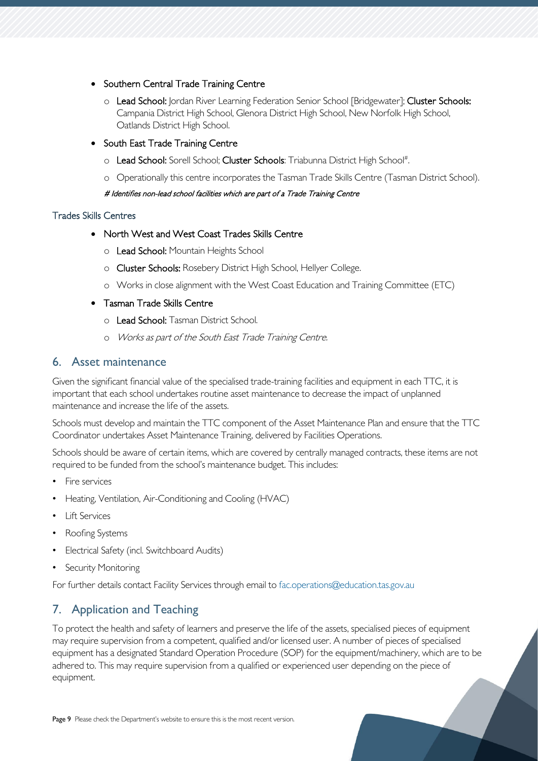- Southern Central Trade Training Centre
  - **Lead School:** Jordan River Learning Federation Senior School [Bridgewater]; **Cluster Schools:** Campania District High School, Glenora District High School, New Norfolk High School, Oatlands District High School.
- South East Trade Training Centre
  - **Lead School:** Sorell School; **Cluster Schools**: Triabunna District High School#.
  - Operationally this centre incorporates the Tasman Trade Skills Centre (Tasman District School).

*# Identifies non-lead school facilities which are part of a Trade Training Centre*

### Trades Skills Centres

- North West and West Coast Trades Skills Centre
  - **Lead School:** Mountain Heights School
  - **Cluster Schools:** Rosebery District High School, Hellyer College.
  - Works in close alignment with the West Coast Education and Training Committee (ETC)
- Tasman Trade Skills Centre
  - **Lead School:** Tasman District School.
  - *Works as part of the South East Trade Training Centre.*

## 6. Asset maintenance

Given the significant financial value of the specialised trade-training facilities and equipment in each TTC, it is important that each school undertakes routine asset maintenance to decrease the impact of unplanned maintenance and increase the life of the assets.

Schools must develop and maintain the TTC component of the Asset Maintenance Plan and ensure that the TTC Coordinator undertakes Asset Maintenance Training, delivered by Facilities Operations.

Schools should be aware of certain items, which are covered by centrally managed contracts, these items are not required to be funded from the school's maintenance budget. This includes:

- Fire services
- Heating, Ventilation, Air-Conditioning and Cooling (HVAC)
- Lift Services
- Roofing Systems
- Electrical Safety (incl. Switchboard Audits)
- Security Monitoring

For further details contact Facility Services through email to fac.operations@education.tas.gov.au

## 7. Application and Teaching

To protect the health and safety of learners and preserve the life of the assets, specialised pieces of equipment may require supervision from a competent, qualified and/or licensed user. A number of pieces of specialised equipment has a designated Standard Operation Procedure (SOP) for the equipment/machinery, which are to be adhered to. This may require supervision from a qualified or experienced user depending on the piece of equipment.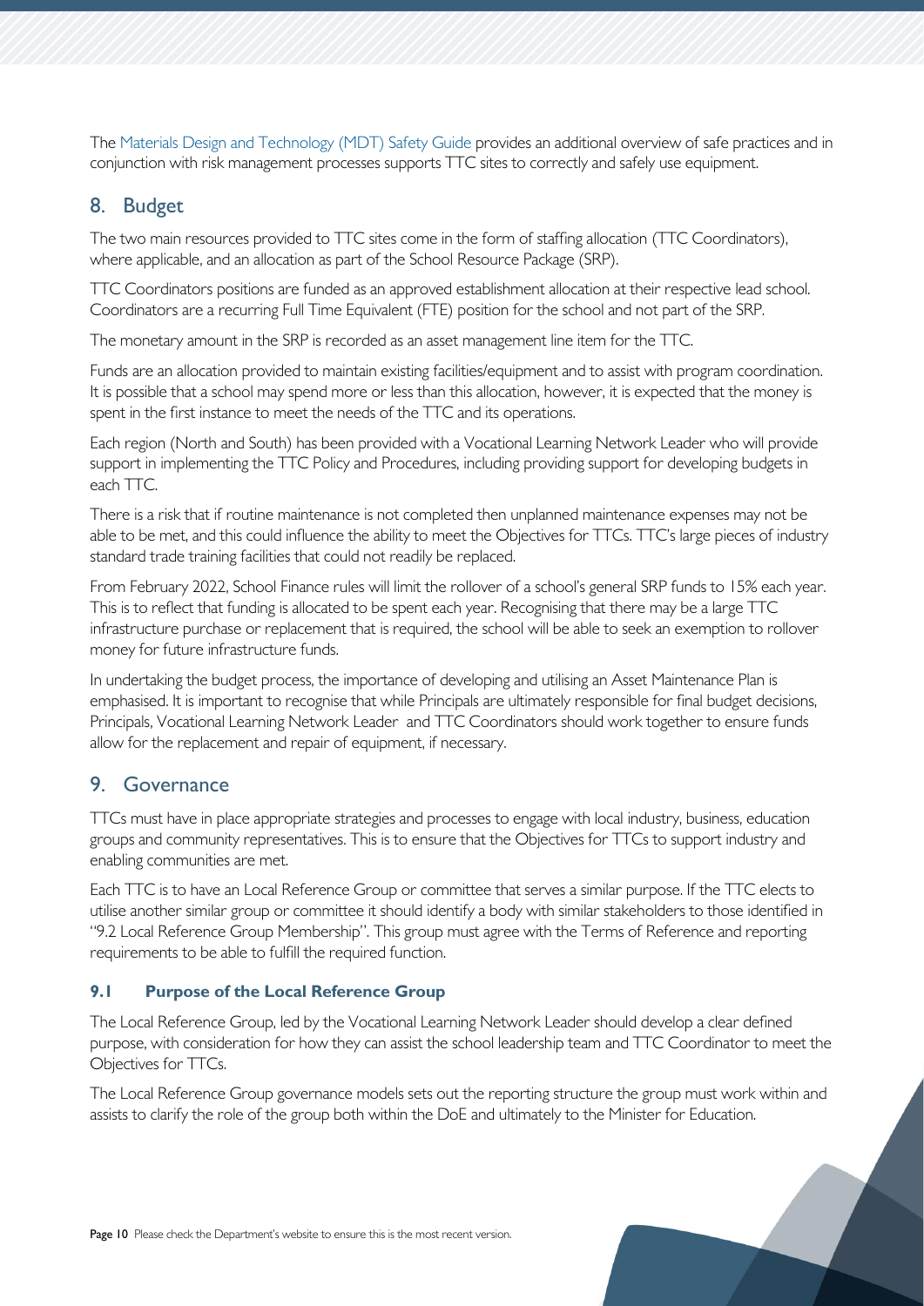The Materials Design and Technology (MDT) Safety Guide provides an additional overview of safe practices and in conjunction with risk management processes supports TTC sites to correctly and safely use equipment.

## 8. Budget

The two main resources provided to TTC sites come in the form of staffing allocation (TTC Coordinators), where applicable, and an allocation as part of the School Resource Package (SRP).

TTC Coordinators positions are funded as an approved establishment allocation at their respective lead school. Coordinators are a recurring Full Time Equivalent (FTE) position for the school and not part of the SRP.

The monetary amount in the SRP is recorded as an asset management line item for the TTC.

Funds are an allocation provided to maintain existing facilities/equipment and to assist with program coordination. It is possible that a school may spend more or less than this allocation, however, it is expected that the money is spent in the first instance to meet the needs of the TTC and its operations.

Each region (North and South) has been provided with a Vocational Learning Network Leader who will provide support in implementing the TTC Policy and Procedures, including providing support for developing budgets in each TTC.

There is a risk that if routine maintenance is not completed then unplanned maintenance expenses may not be able to be met, and this could influence the ability to meet the Objectives for TTCs. TTC's large pieces of industry standard trade training facilities that could not readily be replaced.

From February 2022, School Finance rules will limit the rollover of a school's general SRP funds to 15% each year. This is to reflect that funding is allocated to be spent each year. Recognising that there may be a large TTC infrastructure purchase or replacement that is required, the school will be able to seek an exemption to rollover money for future infrastructure funds.

In undertaking the budget process, the importance of developing and utilising an Asset Maintenance Plan is emphasised. It is important to recognise that while Principals are ultimately responsible for final budget decisions, Principals, Vocational Learning Network Leader and TTC Coordinators should work together to ensure funds allow for the replacement and repair of equipment, if necessary.

## 9. Governance

TTCs must have in place appropriate strategies and processes to engage with local industry, business, education groups and community representatives. This is to ensure that the Objectives for TTCs to support industry and enabling communities are met.

Each TTC is to have an Local Reference Group or committee that serves a similar purpose. If the TTC elects to utilise another similar group or committee it should identify a body with similar stakeholders to those identified in "9.2 Local Reference Group Membership". This group must agree with the Terms of Reference and reporting requirements to be able to fulfill the required function.

### 9.1 Purpose of the Local Reference Group

The Local Reference Group, led by the Vocational Learning Network Leader should develop a clear defined purpose, with consideration for how they can assist the school leadership team and TTC Coordinator to meet the Objectives for TTCs.

The Local Reference Group governance models sets out the reporting structure the group must work within and assists to clarify the role of the group both within the DoE and ultimately to the Minister for Education.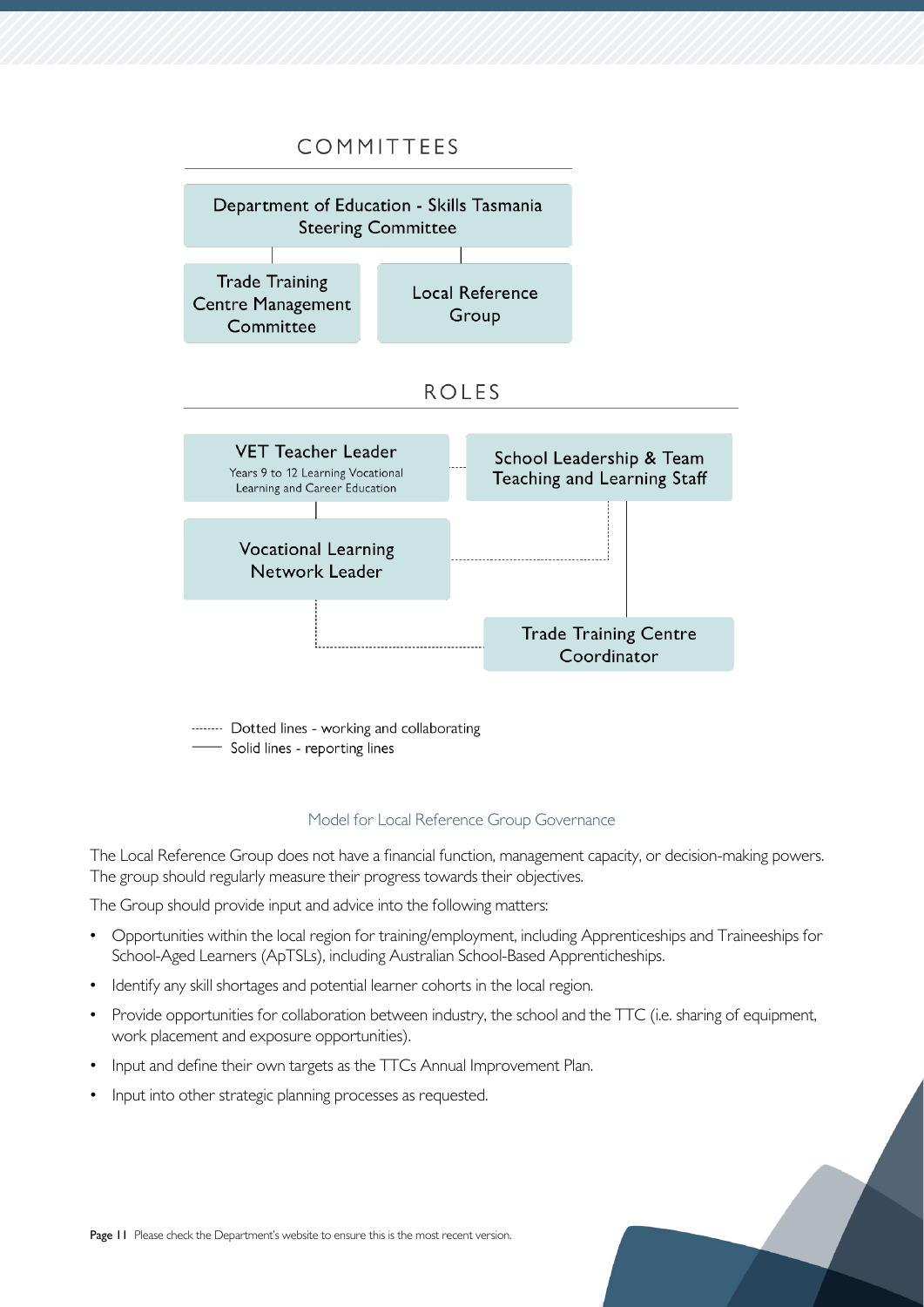## COMMITTEES

Department of Education - Skills Tasmania Steering Committee

Trade Training Centre Management Committee

Local Reference Group

## ROLES

VET Teacher Leader
Years 9 to 12 Learning Vocational Learning and Career Education

School Leadership & Team Teaching and Learning Staff

Vocational Learning Network Leader

Trade Training Centre Coordinator

-------- Dotted lines - working and collaborating

—— Solid lines - reporting lines

Model for Local Reference Group Governance

The Local Reference Group does not have a financial function, management capacity, or decision-making powers. The group should regularly measure their progress towards their objectives.

The Group should provide input and advice into the following matters:

- Opportunities within the local region for training/employment, including Apprenticeships and Traineeships for School-Aged Learners (ApTSLs), including Australian School-Based Apprenticeships.
- Identify any skill shortages and potential learner cohorts in the local region.
- Provide opportunities for collaboration between industry, the school and the TTC (i.e. sharing of equipment, work placement and exposure opportunities).
- Input and define their own targets as the TTCs Annual Improvement Plan.
- Input into other strategic planning processes as requested.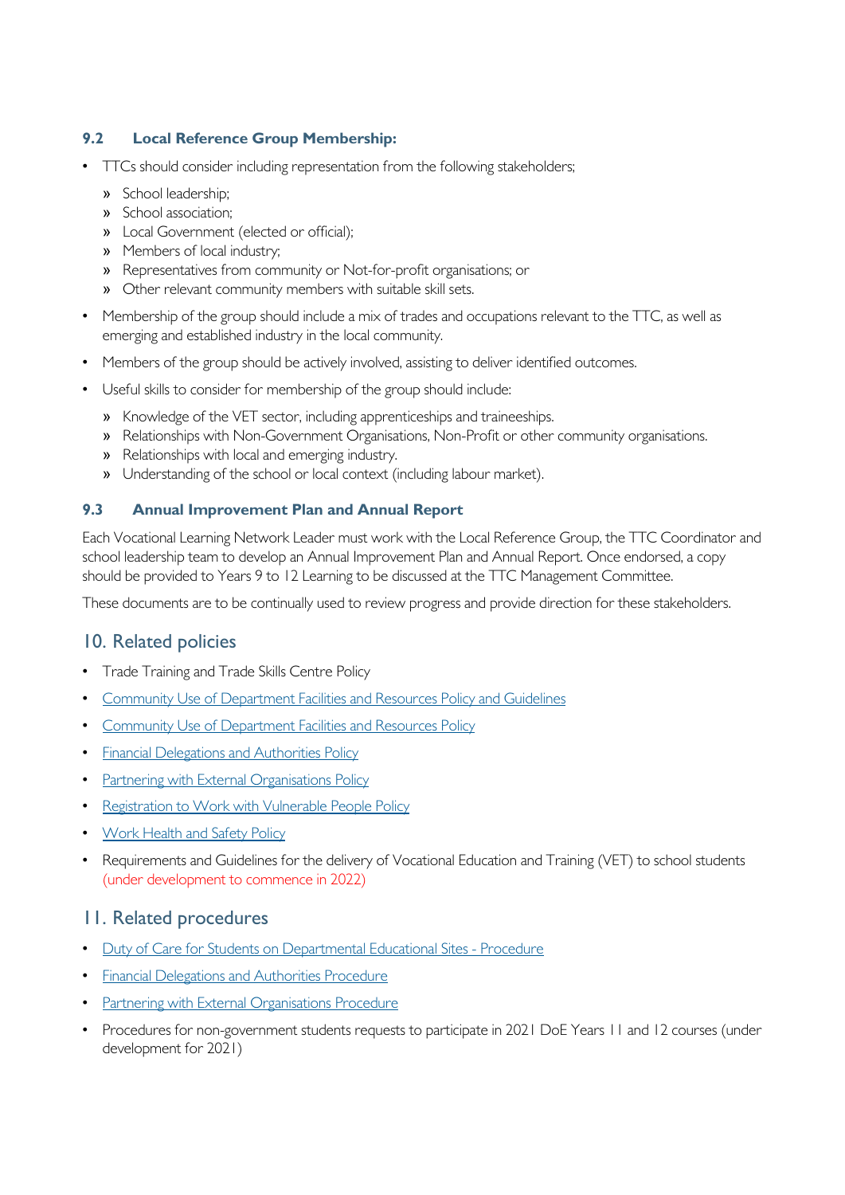### 9.2 Local Reference Group Membership:

- TTCs should consider including representation from the following stakeholders;
  - School leadership;
  - School association;
  - Local Government (elected or official);
  - Members of local industry;
  - Representatives from community or Not-for-profit organisations; or
  - Other relevant community members with suitable skill sets.
- Membership of the group should include a mix of trades and occupations relevant to the TTC, as well as emerging and established industry in the local community.
- Members of the group should be actively involved, assisting to deliver identified outcomes.
- Useful skills to consider for membership of the group should include:
  - Knowledge of the VET sector, including apprenticeships and traineeships.
  - Relationships with Non-Government Organisations, Non-Profit or other community organisations.
  - Relationships with local and emerging industry.
  - Understanding of the school or local context (including labour market).

### 9.3 Annual Improvement Plan and Annual Report

Each Vocational Learning Network Leader must work with the Local Reference Group, the TTC Coordinator and school leadership team to develop an Annual Improvement Plan and Annual Report. Once endorsed, a copy should be provided to Years 9 to 12 Learning to be discussed at the TTC Management Committee.

These documents are to be continually used to review progress and provide direction for these stakeholders.

## 10. Related policies

- Trade Training and Trade Skills Centre Policy
- Community Use of Department Facilities and Resources Policy and Guidelines
- Community Use of Department Facilities and Resources Policy
- Financial Delegations and Authorities Policy
- Partnering with External Organisations Policy
- Registration to Work with Vulnerable People Policy
- Work Health and Safety Policy
- Requirements and Guidelines for the delivery of Vocational Education and Training (VET) to school students (under development to commence in 2022)

## 11. Related procedures

- Duty of Care for Students on Departmental Educational Sites - Procedure
- Financial Delegations and Authorities Procedure
- Partnering with External Organisations Procedure
- Procedures for non-government students requests to participate in 2021 DoE Years 11 and 12 courses (under development for 2021)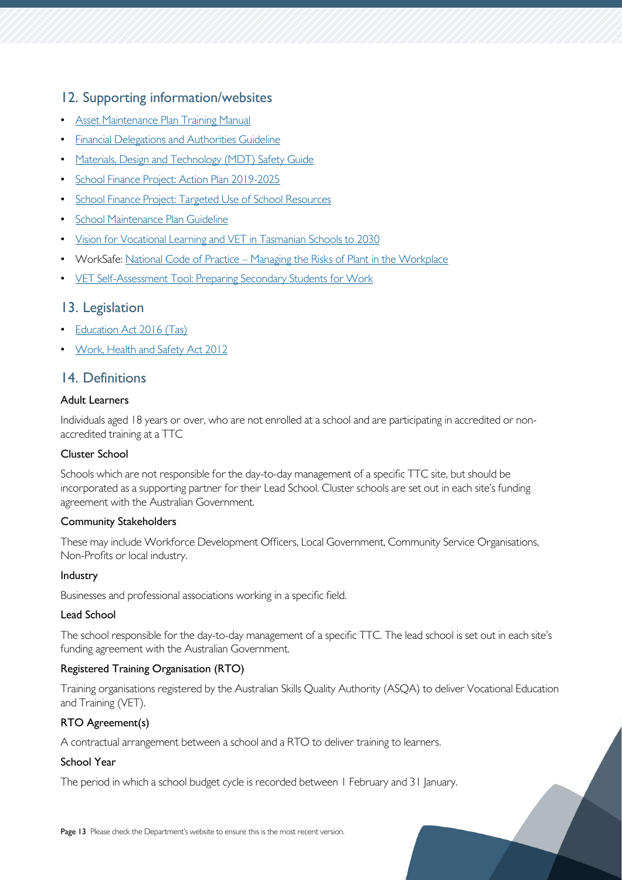## 12. Supporting information/websites

- Asset Maintenance Plan Training Manual
- Financial Delegations and Authorities Guideline
- Materials, Design and Technology (MDT) Safety Guide
- School Finance Project: Action Plan 2019-2025
- School Finance Project: Targeted Use of School Resources
- School Maintenance Plan Guideline
- Vision for Vocational Learning and VET in Tasmanian Schools to 2030
- WorkSafe: National Code of Practice – Managing the Risks of Plant in the Workplace
- VET Self-Assessment Tool: Preparing Secondary Students for Work

## 13. Legislation

- Education Act 2016 (Tas)
- Work, Health and Safety Act 2012

## 14. Definitions

### Adult Learners

Individuals aged 18 years or over, who are not enrolled at a school and are participating in accredited or non-accredited training at a TTC

### Cluster School

Schools which are not responsible for the day-to-day management of a specific TTC site, but should be incorporated as a supporting partner for their Lead School. Cluster schools are set out in each site's funding agreement with the Australian Government.

### Community Stakeholders

These may include Workforce Development Officers, Local Government, Community Service Organisations, Non-Profits or local industry.

### Industry

Businesses and professional associations working in a specific field.

### Lead School

The school responsible for the day-to-day management of a specific TTC. The lead school is set out in each site's funding agreement with the Australian Government.

### Registered Training Organisation (RTO)

Training organisations registered by the Australian Skills Quality Authority (ASQA) to deliver Vocational Education and Training (VET).

### RTO Agreement(s)

A contractual arrangement between a school and a RTO to deliver training to learners.

### School Year

The period in which a school budget cycle is recorded between 1 February and 31 January.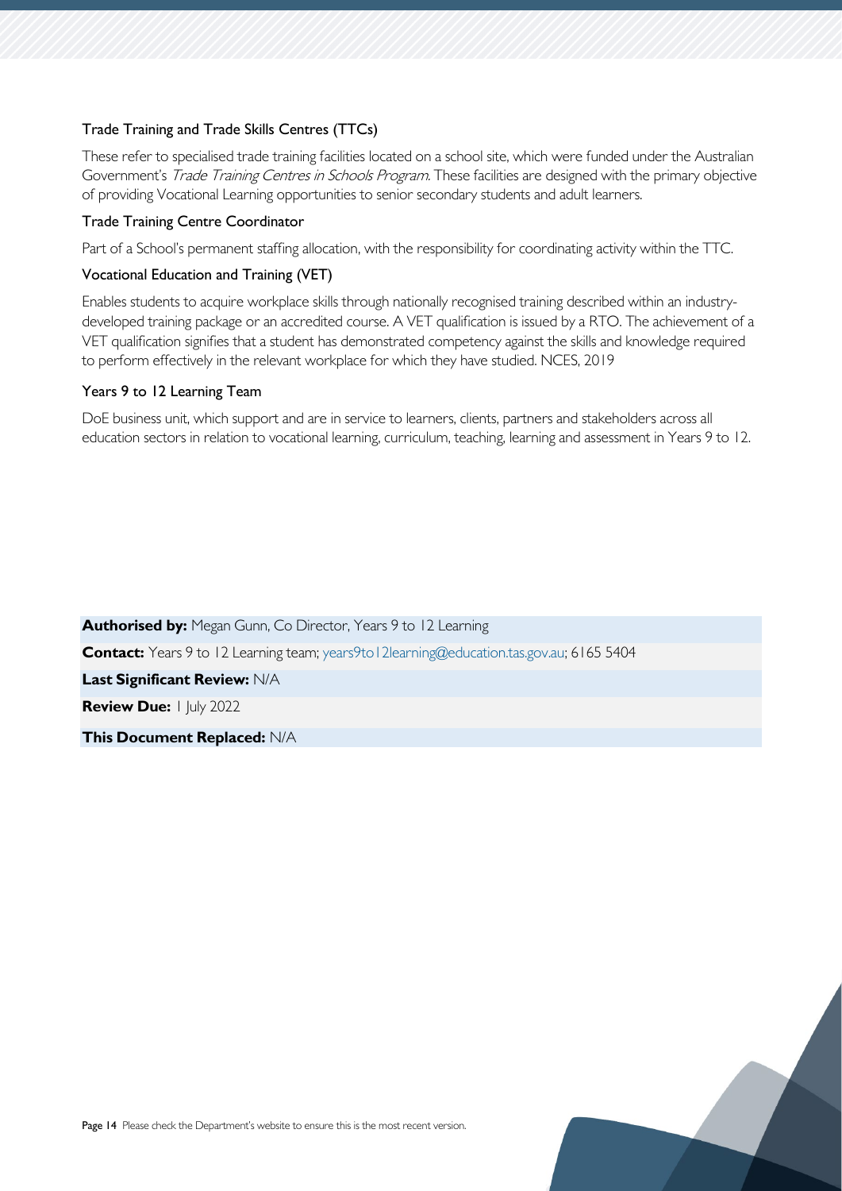### Trade Training and Trade Skills Centres (TTCs)

These refer to specialised trade training facilities located on a school site, which were funded under the Australian Government's *Trade Training Centres in Schools Program*. These facilities are designed with the primary objective of providing Vocational Learning opportunities to senior secondary students and adult learners.

### Trade Training Centre Coordinator

Part of a School's permanent staffing allocation, with the responsibility for coordinating activity within the TTC.

### Vocational Education and Training (VET)

Enables students to acquire workplace skills through nationally recognised training described within an industry-developed training package or an accredited course. A VET qualification is issued by a RTO. The achievement of a VET qualification signifies that a student has demonstrated competency against the skills and knowledge required to perform effectively in the relevant workplace for which they have studied. NCES, 2019

### Years 9 to 12 Learning Team

DoE business unit, which support and are in service to learners, clients, partners and stakeholders across all education sectors in relation to vocational learning, curriculum, teaching, learning and assessment in Years 9 to 12.

**Authorised by:** Megan Gunn, Co Director, Years 9 to 12 Learning

**Contact:** Years 9 to 12 Learning team; years9to12learning@education.tas.gov.au; 6165 5404

**Last Significant Review:** N/A

**Review Due:** 1 July 2022

**This Document Replaced:** N/A